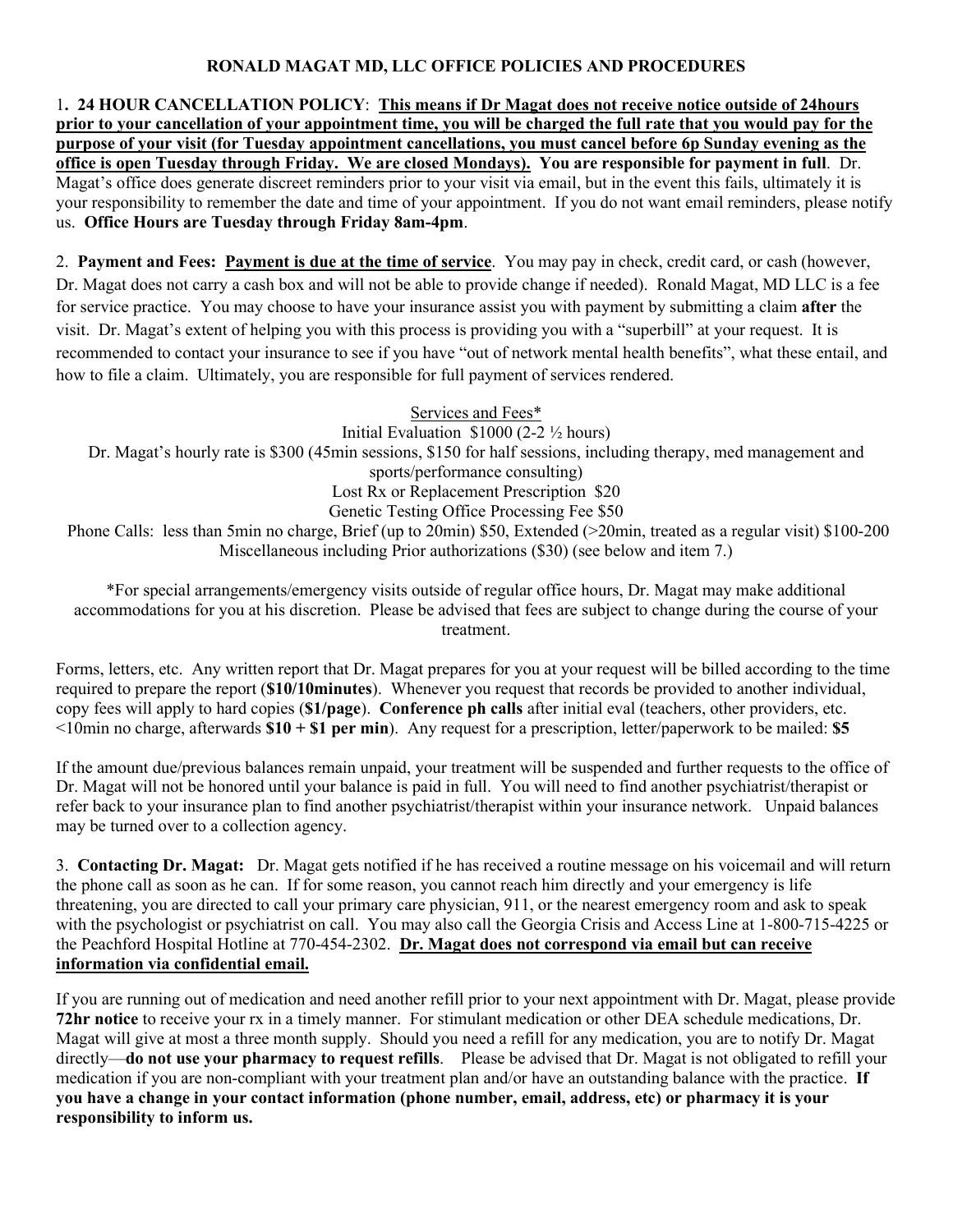# RONALD MAGAT MD, LLC OFFICE POLICIES AND PROCEDURES

1**. 24 HOUR CANCELLATION POLICY**: **This means if Dr Magat does not receive notice outside of 24hours prior to your cancellation of your appointment time, you will be charged the full rate that you would pay for the purpose of your visit (for Tuesday appointment cancellations, you must cancel before 6p Sunday evening as the office is open Tuesday through Friday. We are closed Mondays). You are responsible for payment in full**. Dr. Magat's office does generate discreet reminders prior to your visit via email, but in the event this fails, ultimately it is your responsibility to remember the date and time of your appointment. If you do not want email reminders, please notify us. **Office Hours are Tuesday through Friday 8am-4pm**.

2. **Payment and Fees: Payment is due at the time of service**. You may pay in check, credit card, or cash (however, Dr. Magat does not carry a cash box and will not be able to provide change if needed). Ronald Magat, MD LLC is a fee for service practice. You may choose to have your insurance assist you with payment by submitting a claim **after** the visit. Dr. Magat's extent of helping you with this process is providing you with a "superbill" at your request. It is recommended to contact your insurance to see if you have "out of network mental health benefits", what these entail, and how to file a claim. Ultimately, you are responsible for full payment of services rendered.

Services and Fees*

Initial Evaluation $1000 (2-2 ½ hours)

Dr. Magat's hourly rate is $300 (45min sessions, $150 for half sessions, including therapy, med management and sports/performance consulting)

Lost Rx or Replacement Prescription $20

Genetic Testing Office Processing Fee $50

Phone Calls: less than 5min no charge, Brief (up to 20min) $50, Extended (>20min, treated as a regular visit) $100-200

Miscellaneous including Prior authorizations ($30) (see below and item 7.)

*For special arrangements/emergency visits outside of regular office hours, Dr. Magat may make additional accommodations for you at his discretion. Please be advised that fees are subject to change during the course of your treatment.

Forms, letters, etc. Any written report that Dr. Magat prepares for you at your request will be billed according to the time required to prepare the report (**$10/10minutes**). Whenever you request that records be provided to another individual, copy fees will apply to hard copies (**$1/page**). **Conference ph calls** after initial eval (teachers, other providers, etc. <10min no charge, afterwards **$10 + $1 per min**). Any request for a prescription, letter/paperwork to be mailed: **$5**

If the amount due/previous balances remain unpaid, your treatment will be suspended and further requests to the office of Dr. Magat will not be honored until your balance is paid in full. You will need to find another psychiatrist/therapist or refer back to your insurance plan to find another psychiatrist/therapist within your insurance network. Unpaid balances may be turned over to a collection agency.

3. **Contacting Dr. Magat:** Dr. Magat gets notified if he has received a routine message on his voicemail and will return the phone call as soon as he can. If for some reason, you cannot reach him directly and your emergency is life threatening, you are directed to call your primary care physician, 911, or the nearest emergency room and ask to speak with the psychologist or psychiatrist on call. You may also call the Georgia Crisis and Access Line at 1-800-715-4225 or the Peachford Hospital Hotline at 770-454-2302. **Dr. Magat does not correspond via email but can receive information via confidential email.**

If you are running out of medication and need another refill prior to your next appointment with Dr. Magat, please provide **72hr notice** to receive your rx in a timely manner. For stimulant medication or other DEA schedule medications, Dr. Magat will give at most a three month supply. Should you need a refill for any medication, you are to notify Dr. Magat directly—**do not use your pharmacy to request refills**. Please be advised that Dr. Magat is not obligated to refill your medication if you are non-compliant with your treatment plan and/or have an outstanding balance with the practice. **If you have a change in your contact information (phone number, email, address, etc) or pharmacy it is your responsibility to inform us.**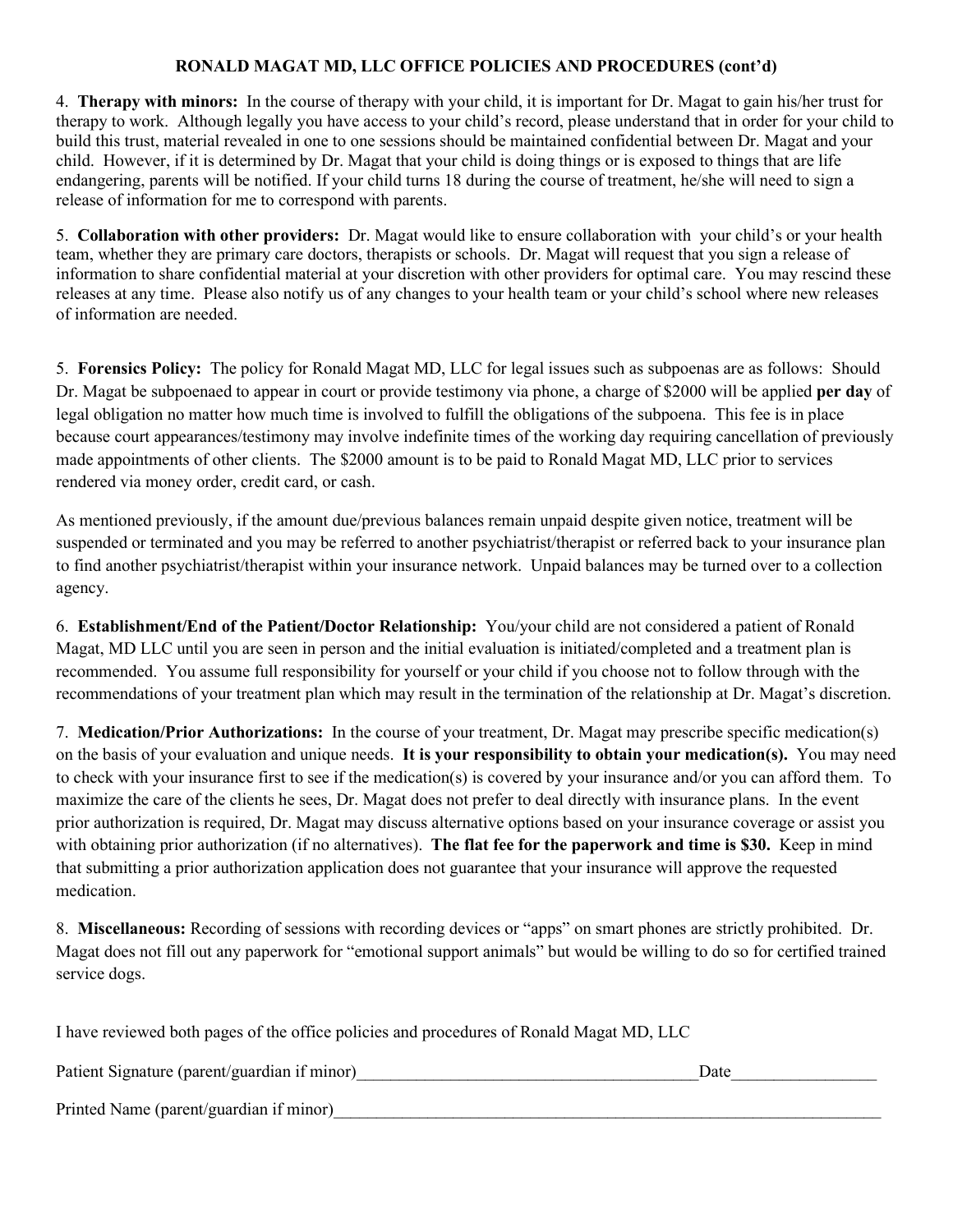## RONALD MAGAT MD, LLC OFFICE POLICIES AND PROCEDURES (cont'd)

4. **Therapy with minors:** In the course of therapy with your child, it is important for Dr. Magat to gain his/her trust for therapy to work. Although legally you have access to your child's record, please understand that in order for your child to build this trust, material revealed in one to one sessions should be maintained confidential between Dr. Magat and your child. However, if it is determined by Dr. Magat that your child is doing things or is exposed to things that are life endangering, parents will be notified. If your child turns 18 during the course of treatment, he/she will need to sign a release of information for me to correspond with parents.

5. **Collaboration with other providers:** Dr. Magat would like to ensure collaboration with your child's or your health team, whether they are primary care doctors, therapists or schools. Dr. Magat will request that you sign a release of information to share confidential material at your discretion with other providers for optimal care. You may rescind these releases at any time. Please also notify us of any changes to your health team or your child's school where new releases of information are needed.

5. **Forensics Policy:** The policy for Ronald Magat MD, LLC for legal issues such as subpoenas are as follows: Should Dr. Magat be subpoenaed to appear in court or provide testimony via phone, a charge of $2000 will be applied **per day** of legal obligation no matter how much time is involved to fulfill the obligations of the subpoena. This fee is in place because court appearances/testimony may involve indefinite times of the working day requiring cancellation of previously made appointments of other clients. The $2000 amount is to be paid to Ronald Magat MD, LLC prior to services rendered via money order, credit card, or cash.

As mentioned previously, if the amount due/previous balances remain unpaid despite given notice, treatment will be suspended or terminated and you may be referred to another psychiatrist/therapist or referred back to your insurance plan to find another psychiatrist/therapist within your insurance network. Unpaid balances may be turned over to a collection agency.

6. **Establishment/End of the Patient/Doctor Relationship:** You/your child are not considered a patient of Ronald Magat, MD LLC until you are seen in person and the initial evaluation is initiated/completed and a treatment plan is recommended. You assume full responsibility for yourself or your child if you choose not to follow through with the recommendations of your treatment plan which may result in the termination of the relationship at Dr. Magat's discretion.

7. **Medication/Prior Authorizations:** In the course of your treatment, Dr. Magat may prescribe specific medication(s) on the basis of your evaluation and unique needs. **It is your responsibility to obtain your medication(s).** You may need to check with your insurance first to see if the medication(s) is covered by your insurance and/or you can afford them. To maximize the care of the clients he sees, Dr. Magat does not prefer to deal directly with insurance plans. In the event prior authorization is required, Dr. Magat may discuss alternative options based on your insurance coverage or assist you with obtaining prior authorization (if no alternatives). **The flat fee for the paperwork and time is $30.** Keep in mind that submitting a prior authorization application does not guarantee that your insurance will approve the requested medication.

8. **Miscellaneous:** Recording of sessions with recording devices or "apps" on smart phones are strictly prohibited. Dr. Magat does not fill out any paperwork for "emotional support animals" but would be willing to do so for certified trained service dogs.

I have reviewed both pages of the office policies and procedures of Ronald Magat MD, LLC

Patient Signature (parent/guardian if minor)________________________________________Date_________________

Printed Name (parent/guardian if minor)____________________________________________________________________